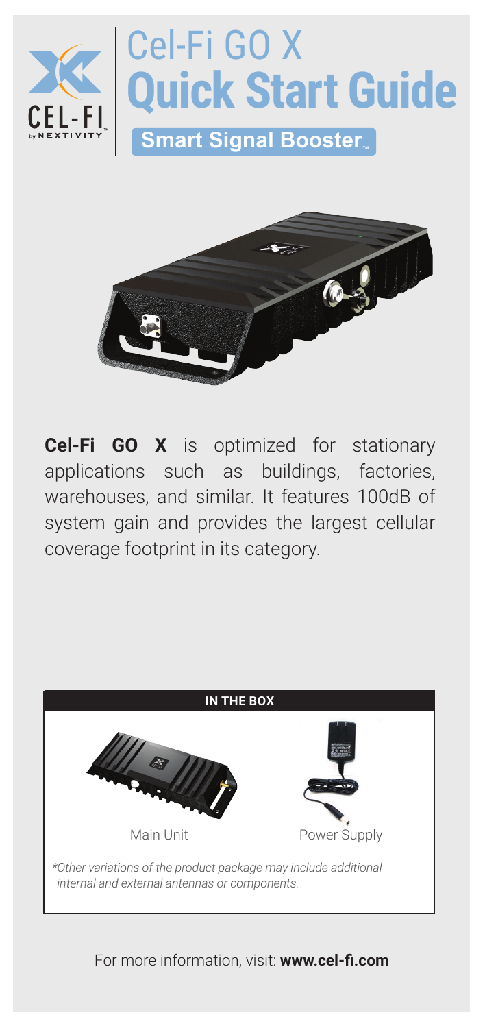# Cel-Fi GO X
# Quick Start Guide

**Smart Signal Booster™**

**Cel-Fi GO X** is optimized for stationary applications such as buildings, factories, warehouses, and similar. It features 100dB of system gain and provides the largest cellular coverage footprint in its category.

## IN THE BOX

Main Unit

Power Supply

*\*Other variations of the product package may include additional internal and external antennas or components.*

For more information, visit: **www.cel-fi.com**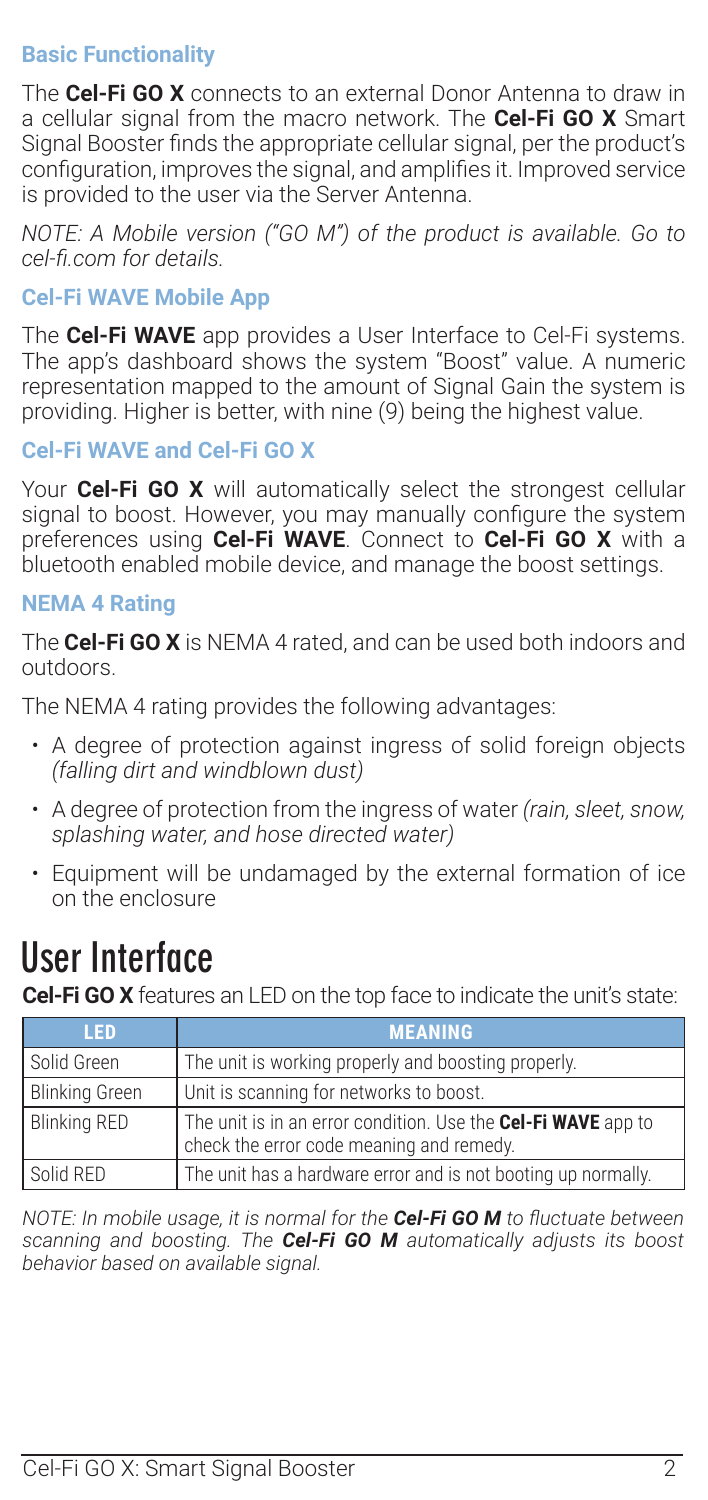### Basic Functionality

The **Cel-Fi GO X** connects to an external Donor Antenna to draw in a cellular signal from the macro network. The **Cel-Fi GO X** Smart Signal Booster finds the appropriate cellular signal, per the product's configuration, improves the signal, and amplifies it. Improved service is provided to the user via the Server Antenna.

*NOTE: A Mobile version ("GO M") of the product is available. Go to cel-fi.com for details.*

### Cel-Fi WAVE Mobile App

The **Cel-Fi WAVE** app provides a User Interface to Cel-Fi systems. The app's dashboard shows the system "Boost" value. A numeric representation mapped to the amount of Signal Gain the system is providing. Higher is better, with nine (9) being the highest value.

### Cel-Fi WAVE and Cel-Fi GO X

Your **Cel-Fi GO X** will automatically select the strongest cellular signal to boost. However, you may manually configure the system preferences using **Cel-Fi WAVE**. Connect to **Cel-Fi GO X** with a bluetooth enabled mobile device, and manage the boost settings.

### NEMA 4 Rating

The **Cel-Fi GO X** is NEMA 4 rated, and can be used both indoors and outdoors.

The NEMA 4 rating provides the following advantages:

- A degree of protection against ingress of solid foreign objects *(falling dirt and windblown dust)*
- A degree of protection from the ingress of water *(rain, sleet, snow, splashing water, and hose directed water)*
- Equipment will be undamaged by the external formation of ice on the enclosure

# User Interface

**Cel-Fi GO X** features an LED on the top face to indicate the unit's state:

| LED | MEANING |
| --- | --- |
| Solid Green | The unit is working properly and boosting properly. |
| Blinking Green | Unit is scanning for networks to boost. |
| Blinking RED | The unit is in an error condition. Use the **Cel-Fi WAVE** app to check the error code meaning and remedy. |
| Solid RED | The unit has a hardware error and is not booting up normally. |

*NOTE: In mobile usage, it is normal for the **Cel-Fi GO M** to fluctuate between scanning and boosting. The **Cel-Fi GO M** automatically adjusts its boost behavior based on available signal.*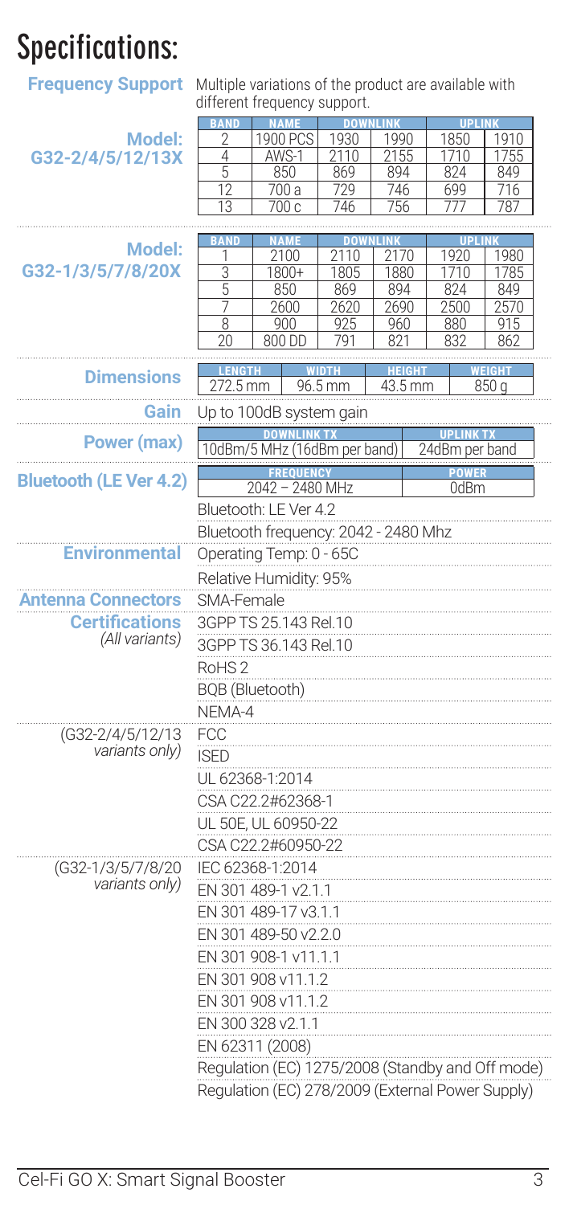# Specifications:

**Frequency Support** Multiple variations of the product are available with different frequency support.

**Model: G32-2/4/5/12/13X**

| BAND | NAME | DOWNLINK | | UPLINK | |
|---|---|---|---|---|---|
| 2 | 1900 PCS | 1930 | 1990 | 1850 | 1910 |
| 4 | AWS-1 | 2110 | 2155 | 1710 | 1755 |
| 5 | 850 | 869 | 894 | 824 | 849 |
| 12 | 700 a | 729 | 746 | 699 | 716 |
| 13 | 700 c | 746 | 756 | 777 | 787 |

**Model: G32-1/3/5/7/8/20X**

| BAND | NAME | DOWNLINK | | UPLINK | |
|---|---|---|---|---|---|
| 1 | 2100 | 2110 | 2170 | 1920 | 1980 |
| 3 | 1800+ | 1805 | 1880 | 1710 | 1785 |
| 5 | 850 | 869 | 894 | 824 | 849 |
| 7 | 2600 | 2620 | 2690 | 2500 | 2570 |
| 8 | 900 | 925 | 960 | 880 | 915 |
| 20 | 800 DD | 791 | 821 | 832 | 862 |

**Dimensions**

| LENGTH | WIDTH | HEIGHT | WEIGHT |
|---|---|---|---|
| 272.5 mm | 96.5 mm | 43.5 mm | 850 g |

**Gain** Up to 100dB system gain

**Power (max)**

| DOWNLINK TX | UPLINK TX |
|---|---|
| 10dBm/5 MHz (16dBm per band) | 24dBm per band |

**Bluetooth (LE Ver 4.2)**

| FREQUENCY | POWER |
|---|---|
| 2042 – 2480 MHz | 0dBm |

Bluetooth: LE Ver 4.2

Bluetooth frequency: 2042 - 2480 Mhz

**Environmental**

Operating Temp: 0 - 65C

Relative Humidity: 95%

**Antenna Connectors** SMA-Female

**Certifications** *(All variants)*

- 3GPP TS 25.143 Rel.10
- 3GPP TS 36.143 Rel.10
- RoHS 2
- BQB (Bluetooth)
- NEMA-4

(G32-2/4/5/12/13 *variants only)*

- FCC
- ISED
- UL 62368-1:2014
- CSA C22.2#62368-1
- UL 50E, UL 60950-22
- CSA C22.2#60950-22

(G32-1/3/5/7/8/20 *variants only)*

- IEC 62368-1:2014
- EN 301 489-1 v2.1.1
- EN 301 489-17 v3.1.1
- EN 301 489-50 v2.2.0
- EN 301 908-1 v11.1.1
- EN 301 908 v11.1.2
- EN 301 908 v11.1.2
- EN 300 328 v2.1.1
- EN 62311 (2008)
- Regulation (EC) 1275/2008 (Standby and Off mode)
- Regulation (EC) 278/2009 (External Power Supply)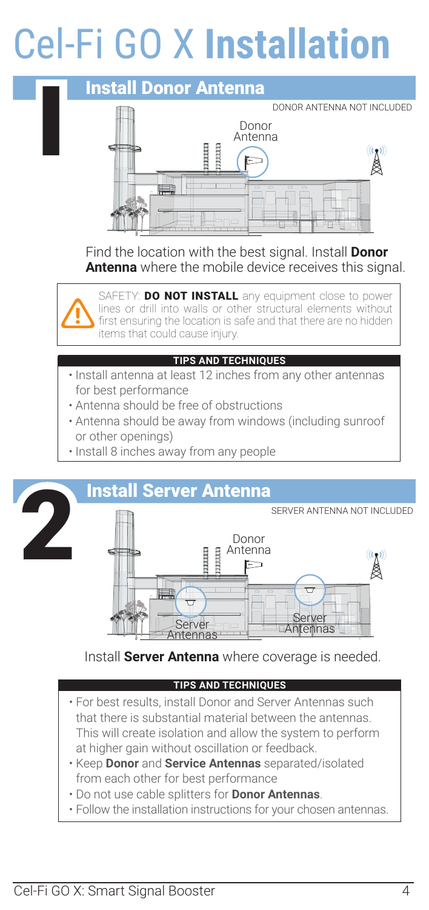# Cel-Fi GO X **Installation**

## 1 Install Donor Antenna

DONOR ANTENNA NOT INCLUDED

Donor Antenna

Find the location with the best signal. Install **Donor Antenna** where the mobile device receives this signal.

SAFETY: **DO NOT INSTALL** any equipment close to power lines or drill into walls or other structural elements without first ensuring the location is safe and that there are no hidden items that could cause injury.

**TIPS AND TECHNIQUES**

- Install antenna at least 12 inches from any other antennas for best performance
- Antenna should be free of obstructions
- Antenna should be away from windows (including sunroof or other openings)
- Install 8 inches away from any people

## 2 Install Server Antenna

SERVER ANTENNA NOT INCLUDED

Donor Antenna

Server Antennas

Server Antennas

Install **Server Antenna** where coverage is needed.

**TIPS AND TECHNIQUES**

- For best results, install Donor and Server Antennas such that there is substantial material between the antennas. This will create isolation and allow the system to perform at higher gain without oscillation or feedback.
- Keep **Donor** and **Service Antennas** separated/isolated from each other for best performance
- Do not use cable splitters for **Donor Antennas**.
- Follow the installation instructions for your chosen antennas.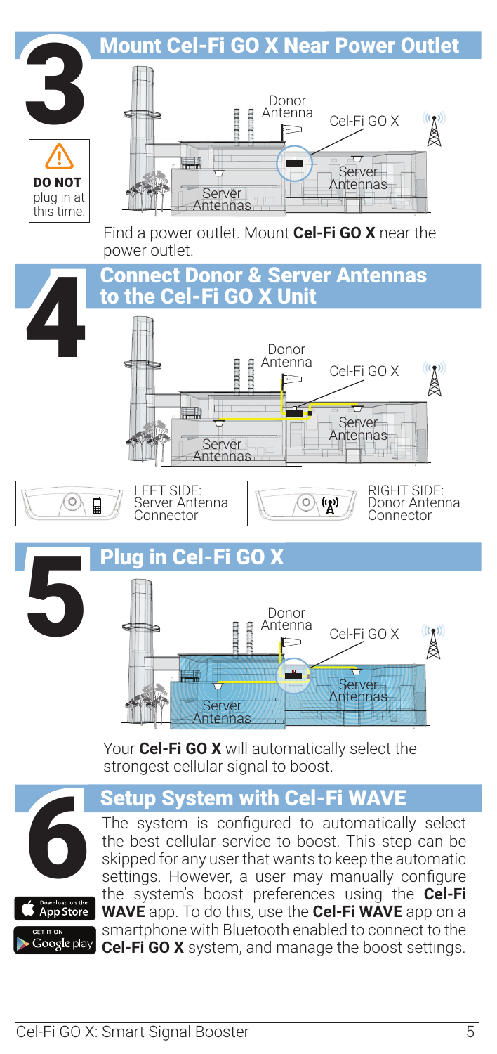## 3 Mount Cel-Fi GO X Near Power Outlet

**DO NOT** plug in at this time.

Donor Antenna

Cel-Fi GO X

Server Antennas

Server Antennas

Find a power outlet. Mount **Cel-Fi GO X** near the power outlet.

## 4 Connect Donor & Server Antennas to the Cel-Fi GO X Unit

Donor Antenna

Cel-Fi GO X

Server Antennas

Server Antennas

LEFT SIDE: Server Antenna Connector

RIGHT SIDE: Donor Antenna Connector

## 5 Plug in Cel-Fi GO X

Donor Antenna

Cel-Fi GO X

Server Antennas

Server Antennas

Your **Cel-Fi GO X** will automatically select the strongest cellular signal to boost.

## 6 Setup System with Cel-Fi WAVE

The system is configured to automatically select the best cellular service to boost. This step can be skipped for any user that wants to keep the automatic settings. However, a user may manually configure the system's boost preferences using the **Cel-Fi WAVE** app. To do this, use the **Cel-Fi WAVE** app on a smartphone with Bluetooth enabled to connect to the **Cel-Fi GO X** system, and manage the boost settings.

Download on the App Store

GET IT ON Google play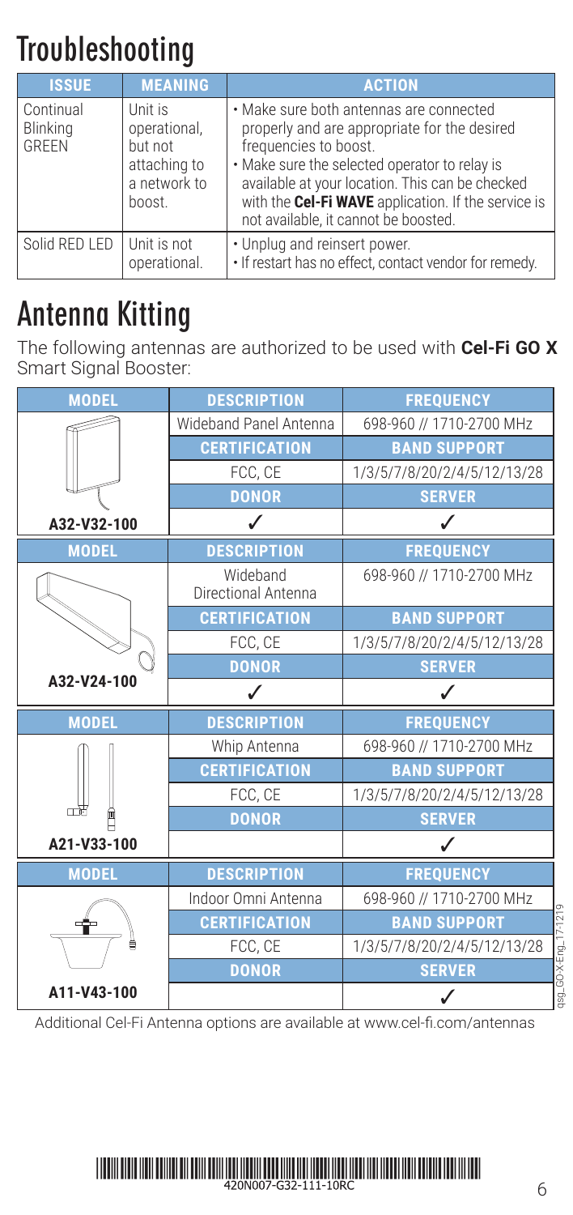# Troubleshooting

| ISSUE | MEANING | ACTION |
|---|---|---|
| Continual Blinking GREEN | Unit is operational, but not attaching to a network to boost. | • Make sure both antennas are connected properly and are appropriate for the desired frequencies to boost.<br>• Make sure the selected operator to relay is available at your location. This can be checked with the **Cel-Fi WAVE** application. If the service is not available, it cannot be boosted. |
| Solid RED LED | Unit is not operational. | • Unplug and reinsert power.<br>• If restart has no effect, contact vendor for remedy. |

# Antenna Kitting

The following antennas are authorized to be used with **Cel-Fi GO X** Smart Signal Booster:

| MODEL | DESCRIPTION | FREQUENCY |
|---|---|---|
| A32-V32-100 | Wideband Panel Antenna | 698-960 // 1710-2700 MHz |
| | **CERTIFICATION** | **BAND SUPPORT** |
| | FCC, CE | 1/3/5/7/8/20/2/4/5/12/13/28 |
| | **DONOR** | **SERVER** |
| | ✓ | ✓ |

| MODEL | DESCRIPTION | FREQUENCY |
|---|---|---|
| A32-V24-100 | Wideband Directional Antenna | 698-960 // 1710-2700 MHz |
| | **CERTIFICATION** | **BAND SUPPORT** |
| | FCC, CE | 1/3/5/7/8/20/2/4/5/12/13/28 |
| | **DONOR** | **SERVER** |
| | ✓ | ✓ |

| MODEL | DESCRIPTION | FREQUENCY |
|---|---|---|
| A21-V33-100 | Whip Antenna | 698-960 // 1710-2700 MHz |
| | **CERTIFICATION** | **BAND SUPPORT** |
| | FCC, CE | 1/3/5/7/8/20/2/4/5/12/13/28 |
| | **DONOR** | **SERVER** |
| | | ✓ |

| MODEL | DESCRIPTION | FREQUENCY |
|---|---|---|
| A11-V43-100 | Indoor Omni Antenna | 698-960 // 1710-2700 MHz |
| | **CERTIFICATION** | **BAND SUPPORT** |
| | FCC, CE | 1/3/5/7/8/20/2/4/5/12/13/28 |
| | **DONOR** | **SERVER** |
| | | ✓ |

Additional Cel-Fi Antenna options are available at www.cel-fi.com/antennas

qsg_GO-X-Eng_17-1219

420N007-G32-111-10RC